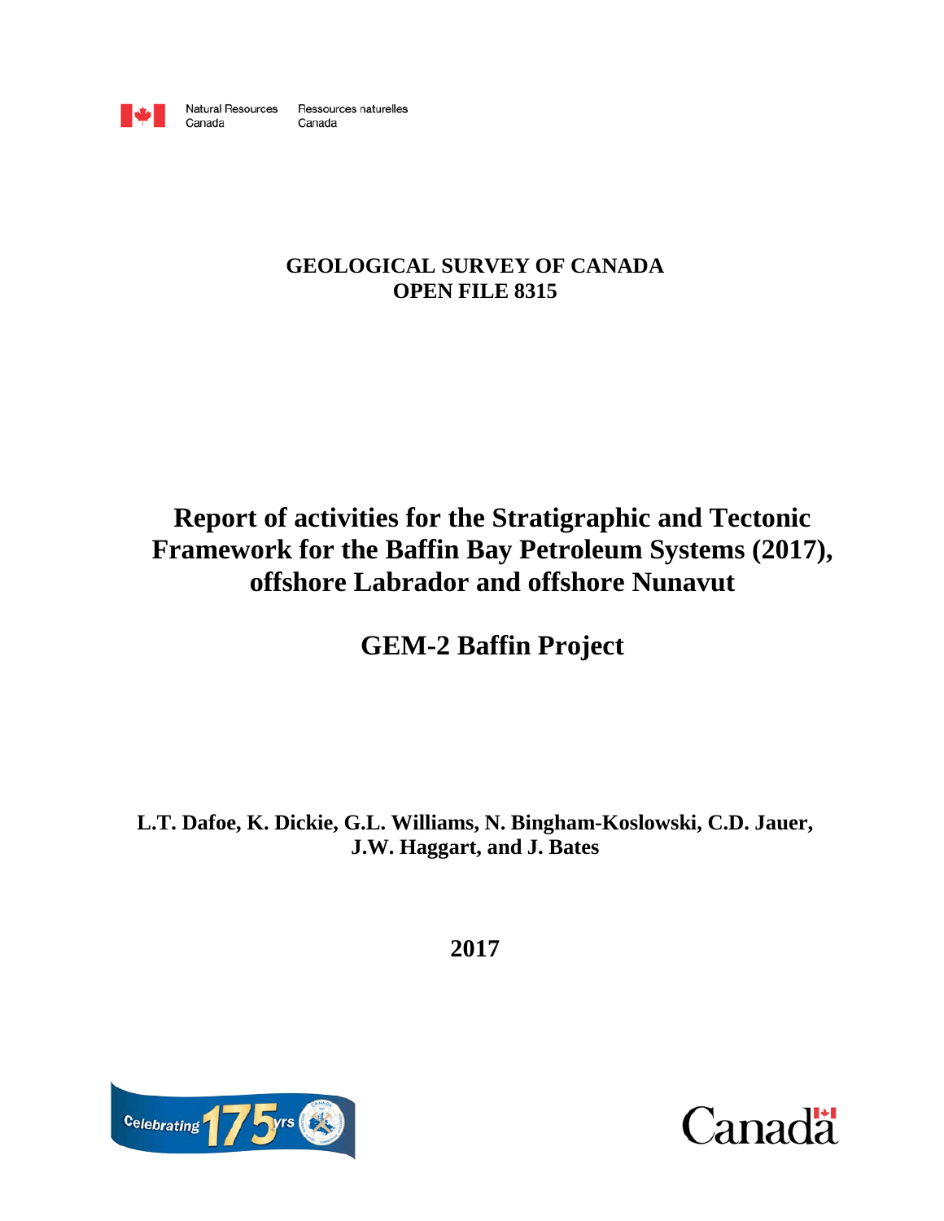Natural Resources Canada · Ressources naturelles Canada

**GEOLOGICAL SURVEY OF CANADA**
**OPEN FILE 8315**

# Report of activities for the Stratigraphic and Tectonic Framework for the Baffin Bay Petroleum Systems (2017), offshore Labrador and offshore Nunavut

## GEM-2 Baffin Project

**L.T. Dafoe, K. Dickie, G.L. Williams, N. Bingham-Koslowski, C.D. Jauer, J.W. Haggart, and J. Bates**

**2017**

Celebrating 175 yrs

Canada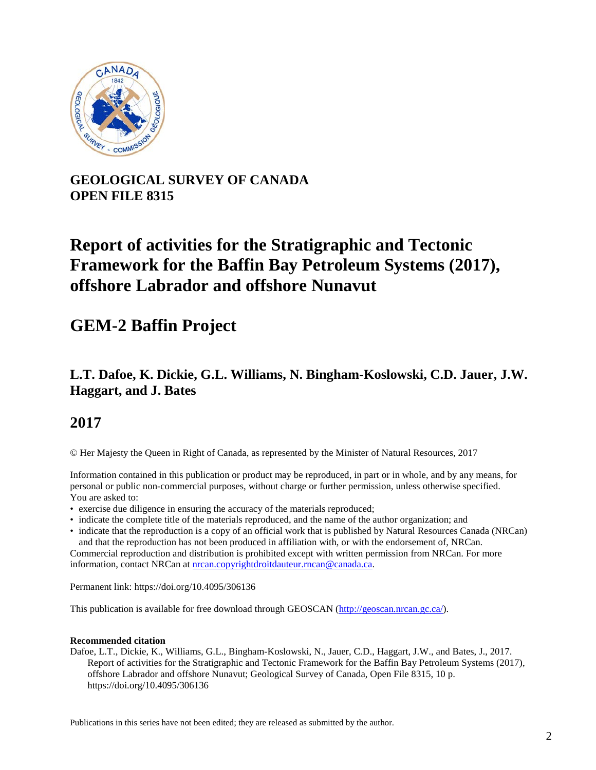**GEOLOGICAL SURVEY OF CANADA**
**OPEN FILE 8315**

# Report of activities for the Stratigraphic and Tectonic Framework for the Baffin Bay Petroleum Systems (2017), offshore Labrador and offshore Nunavut

# GEM-2 Baffin Project

## L.T. Dafoe, K. Dickie, G.L. Williams, N. Bingham-Koslowski, C.D. Jauer, J.W. Haggart, and J. Bates

# 2017

© Her Majesty the Queen in Right of Canada, as represented by the Minister of Natural Resources, 2017

Information contained in this publication or product may be reproduced, in part or in whole, and by any means, for personal or public non-commercial purposes, without charge or further permission, unless otherwise specified. You are asked to:

- exercise due diligence in ensuring the accuracy of the materials reproduced;
- indicate the complete title of the materials reproduced, and the name of the author organization; and
- indicate that the reproduction is a copy of an official work that is published by Natural Resources Canada (NRCan) and that the reproduction has not been produced in affiliation with, or with the endorsement of, NRCan.

Commercial reproduction and distribution is prohibited except with written permission from NRCan. For more information, contact NRCan at nrcan.copyrightdroitdauteur.rncan@canada.ca.

Permanent link: https://doi.org/10.4095/306136

This publication is available for free download through GEOSCAN (http://geoscan.nrcan.gc.ca/).

**Recommended citation**

Dafoe, L.T., Dickie, K., Williams, G.L., Bingham-Koslowski, N., Jauer, C.D., Haggart, J.W., and Bates, J., 2017. Report of activities for the Stratigraphic and Tectonic Framework for the Baffin Bay Petroleum Systems (2017), offshore Labrador and offshore Nunavut; Geological Survey of Canada, Open File 8315, 10 p. https://doi.org/10.4095/306136

Publications in this series have not been edited; they are released as submitted by the author.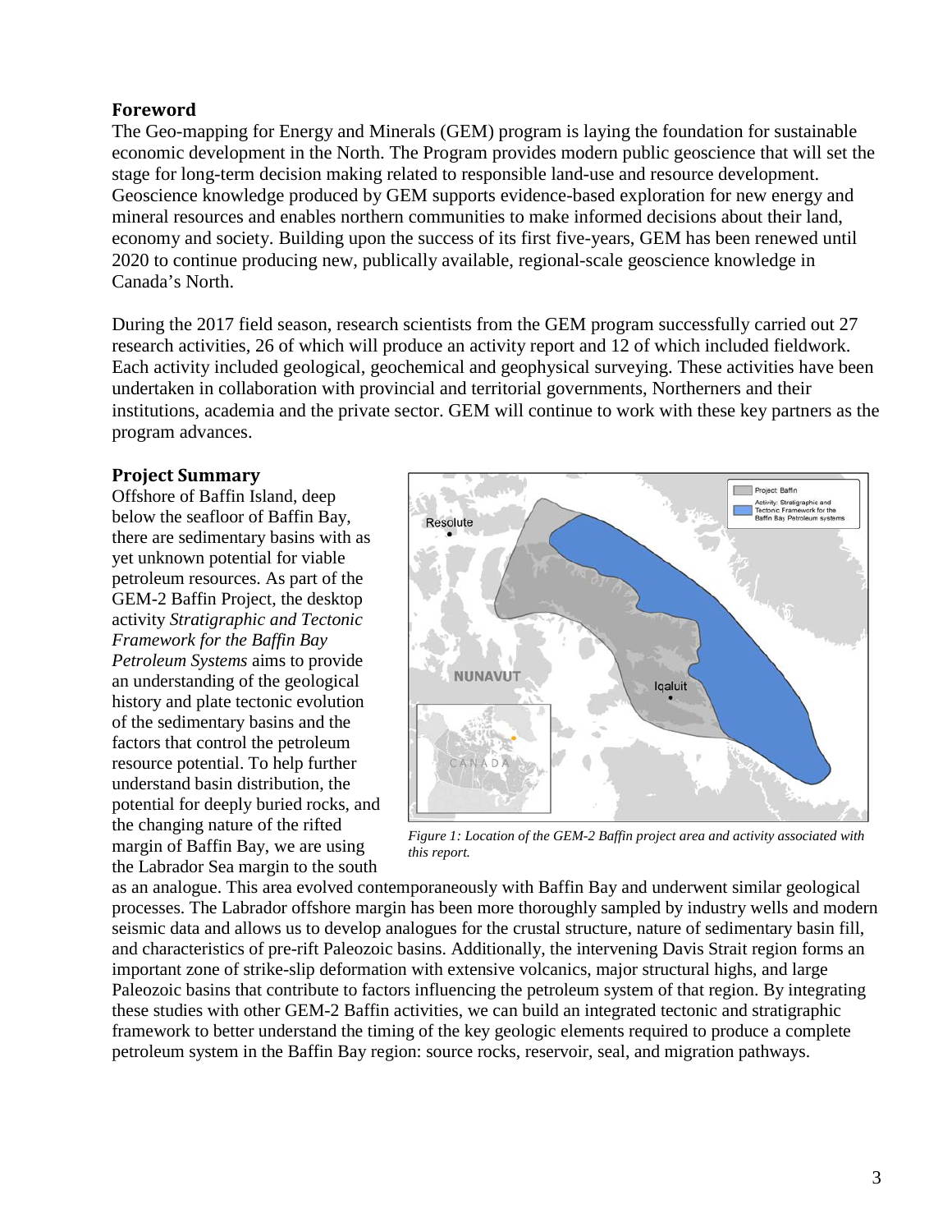## Foreword

The Geo-mapping for Energy and Minerals (GEM) program is laying the foundation for sustainable economic development in the North. The Program provides modern public geoscience that will set the stage for long-term decision making related to responsible land-use and resource development. Geoscience knowledge produced by GEM supports evidence-based exploration for new energy and mineral resources and enables northern communities to make informed decisions about their land, economy and society. Building upon the success of its first five-years, GEM has been renewed until 2020 to continue producing new, publically available, regional-scale geoscience knowledge in Canada's North.

During the 2017 field season, research scientists from the GEM program successfully carried out 27 research activities, 26 of which will produce an activity report and 12 of which included fieldwork. Each activity included geological, geochemical and geophysical surveying. These activities have been undertaken in collaboration with provincial and territorial governments, Northerners and their institutions, academia and the private sector. GEM will continue to work with these key partners as the program advances.

## Project Summary

Offshore of Baffin Island, deep below the seafloor of Baffin Bay, there are sedimentary basins with as yet unknown potential for viable petroleum resources. As part of the GEM-2 Baffin Project, the desktop activity *Stratigraphic and Tectonic Framework for the Baffin Bay Petroleum Systems* aims to provide an understanding of the geological history and plate tectonic evolution of the sedimentary basins and the factors that control the petroleum resource potential. To help further understand basin distribution, the potential for deeply buried rocks, and the changing nature of the rifted margin of Baffin Bay, we are using the Labrador Sea margin to the south as an analogue. This area evolved contemporaneously with Baffin Bay and underwent similar geological processes. The Labrador offshore margin has been more thoroughly sampled by industry wells and modern seismic data and allows us to develop analogues for the crustal structure, nature of sedimentary basin fill, and characteristics of pre-rift Paleozoic basins. Additionally, the intervening Davis Strait region forms an important zone of strike-slip deformation with extensive volcanics, major structural highs, and large Paleozoic basins that contribute to factors influencing the petroleum system of that region. By integrating these studies with other GEM-2 Baffin activities, we can build an integrated tectonic and stratigraphic framework to better understand the timing of the key geologic elements required to produce a complete petroleum system in the Baffin Bay region: source rocks, reservoir, seal, and migration pathways.

*Figure 1: Location of the GEM-2 Baffin project area and activity associated with this report.*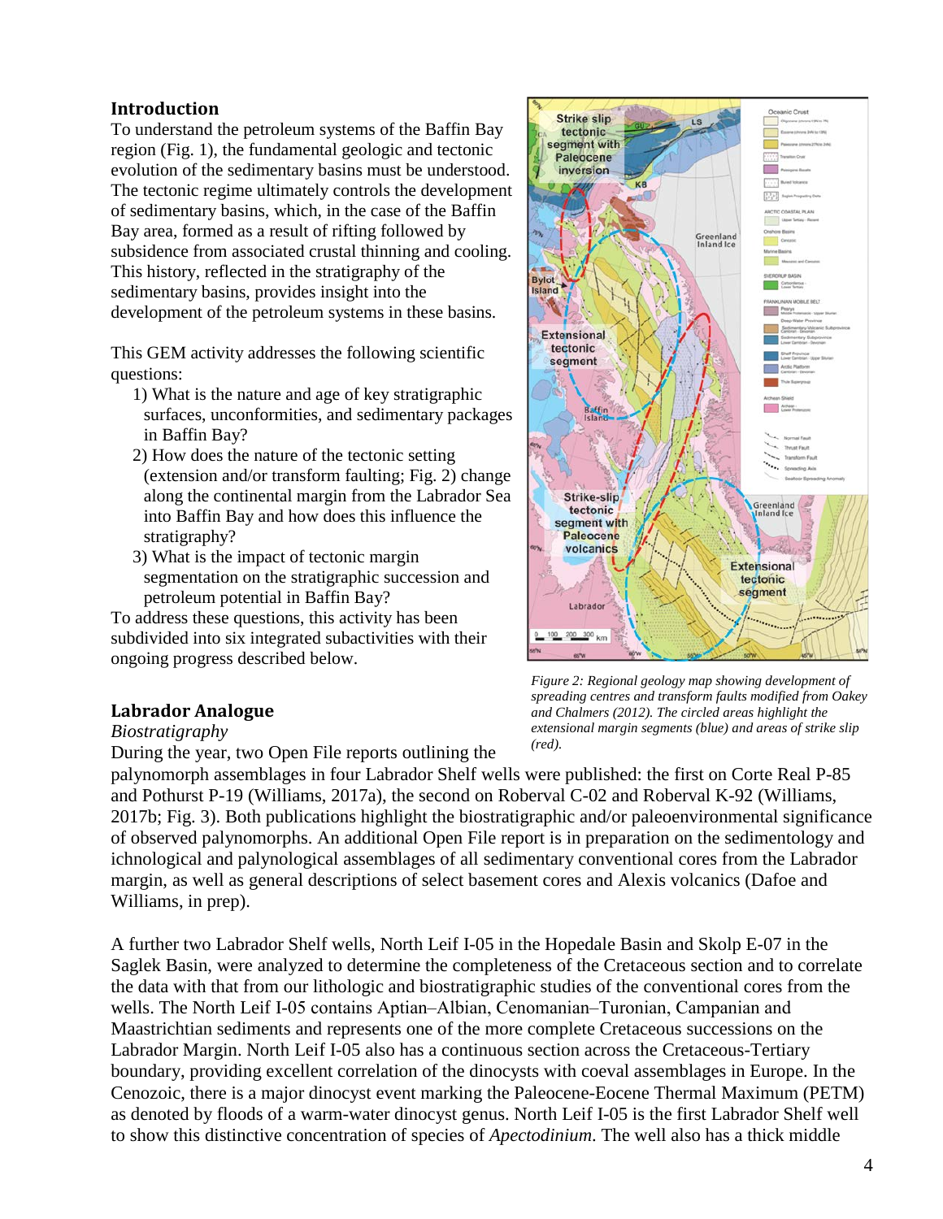## Introduction

To understand the petroleum systems of the Baffin Bay region (Fig. 1), the fundamental geologic and tectonic evolution of the sedimentary basins must be understood. The tectonic regime ultimately controls the development of sedimentary basins, which, in the case of the Baffin Bay area, formed as a result of rifting followed by subsidence from associated crustal thinning and cooling. This history, reflected in the stratigraphy of the sedimentary basins, provides insight into the development of the petroleum systems in these basins.

This GEM activity addresses the following scientific questions:

1) What is the nature and age of key stratigraphic surfaces, unconformities, and sedimentary packages in Baffin Bay?
2) How does the nature of the tectonic setting (extension and/or transform faulting; Fig. 2) change along the continental margin from the Labrador Sea into Baffin Bay and how does this influence the stratigraphy?
3) What is the impact of tectonic margin segmentation on the stratigraphic succession and petroleum potential in Baffin Bay?

To address these questions, this activity has been subdivided into six integrated subactivities with their ongoing progress described below.

*Figure 2: Regional geology map showing development of spreading centres and transform faults modified from Oakey and Chalmers (2012). The circled areas highlight the extensional margin segments (blue) and areas of strike slip (red).*

## Labrador Analogue

*Biostratigraphy*

During the year, two Open File reports outlining the palynomorph assemblages in four Labrador Shelf wells were published: the first on Corte Real P-85 and Pothurst P-19 (Williams, 2017a), the second on Roberval C-02 and Roberval K-92 (Williams, 2017b; Fig. 3). Both publications highlight the biostratigraphic and/or paleoenvironmental significance of observed palynomorphs. An additional Open File report is in preparation on the sedimentology and ichnological and palynological assemblages of all sedimentary conventional cores from the Labrador margin, as well as general descriptions of select basement cores and Alexis volcanics (Dafoe and Williams, in prep).

A further two Labrador Shelf wells, North Leif I-05 in the Hopedale Basin and Skolp E-07 in the Saglek Basin, were analyzed to determine the completeness of the Cretaceous section and to correlate the data with that from our lithologic and biostratigraphic studies of the conventional cores from the wells. The North Leif I-05 contains Aptian–Albian, Cenomanian–Turonian, Campanian and Maastrichtian sediments and represents one of the more complete Cretaceous successions on the Labrador Margin. North Leif I-05 also has a continuous section across the Cretaceous-Tertiary boundary, providing excellent correlation of the dinocysts with coeval assemblages in Europe. In the Cenozoic, there is a major dinocyst event marking the Paleocene-Eocene Thermal Maximum (PETM) as denoted by floods of a warm-water dinocyst genus. North Leif I-05 is the first Labrador Shelf well to show this distinctive concentration of species of *Apectodinium*. The well also has a thick middle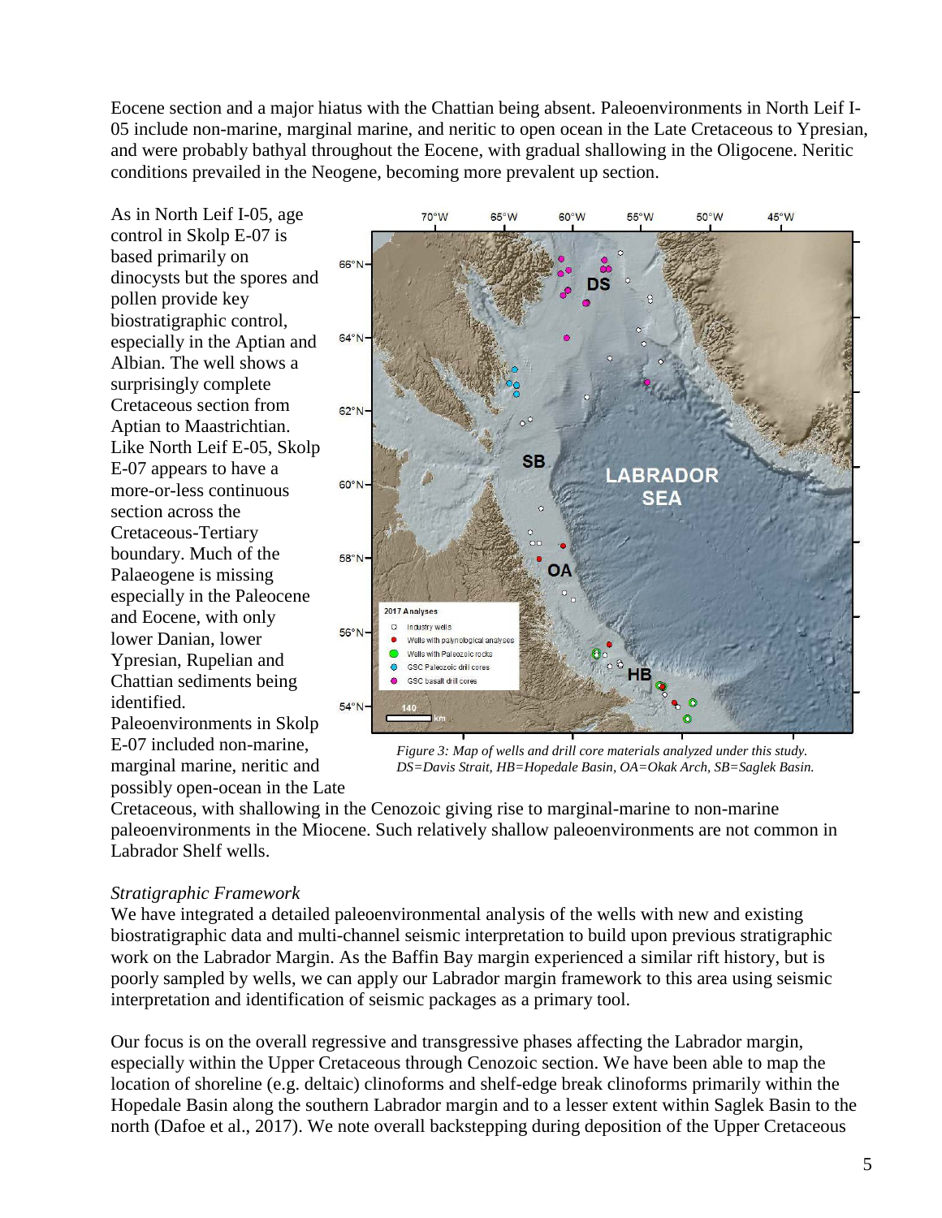Eocene section and a major hiatus with the Chattian being absent. Paleoenvironments in North Leif I-05 include non-marine, marginal marine, and neritic to open ocean in the Late Cretaceous to Ypresian, and were probably bathyal throughout the Eocene, with gradual shallowing in the Oligocene. Neritic conditions prevailed in the Neogene, becoming more prevalent up section.

As in North Leif I-05, age control in Skolp E-07 is based primarily on dinocysts but the spores and pollen provide key biostratigraphic control, especially in the Aptian and Albian. The well shows a surprisingly complete Cretaceous section from Aptian to Maastrichtian. Like North Leif E-05, Skolp E-07 appears to have a more-or-less continuous section across the Cretaceous-Tertiary boundary. Much of the Palaeogene is missing especially in the Paleocene and Eocene, with only lower Danian, lower Ypresian, Rupelian and Chattian sediments being identified. Paleoenvironments in Skolp E-07 included non-marine, marginal marine, neritic and possibly open-ocean in the Late Cretaceous, with shallowing in the Cenozoic giving rise to marginal-marine to non-marine paleoenvironments in the Miocene. Such relatively shallow paleoenvironments are not common in Labrador Shelf wells.

*Figure 3: Map of wells and drill core materials analyzed under this study. DS=Davis Strait, HB=Hopedale Basin, OA=Okak Arch, SB=Saglek Basin.*

*Stratigraphic Framework*

We have integrated a detailed paleoenvironmental analysis of the wells with new and existing biostratigraphic data and multi-channel seismic interpretation to build upon previous stratigraphic work on the Labrador Margin. As the Baffin Bay margin experienced a similar rift history, but is poorly sampled by wells, we can apply our Labrador margin framework to this area using seismic interpretation and identification of seismic packages as a primary tool.

Our focus is on the overall regressive and transgressive phases affecting the Labrador margin, especially within the Upper Cretaceous through Cenozoic section. We have been able to map the location of shoreline (e.g. deltaic) clinoforms and shelf-edge break clinoforms primarily within the Hopedale Basin along the southern Labrador margin and to a lesser extent within Saglek Basin to the north (Dafoe et al., 2017). We note overall backstepping during deposition of the Upper Cretaceous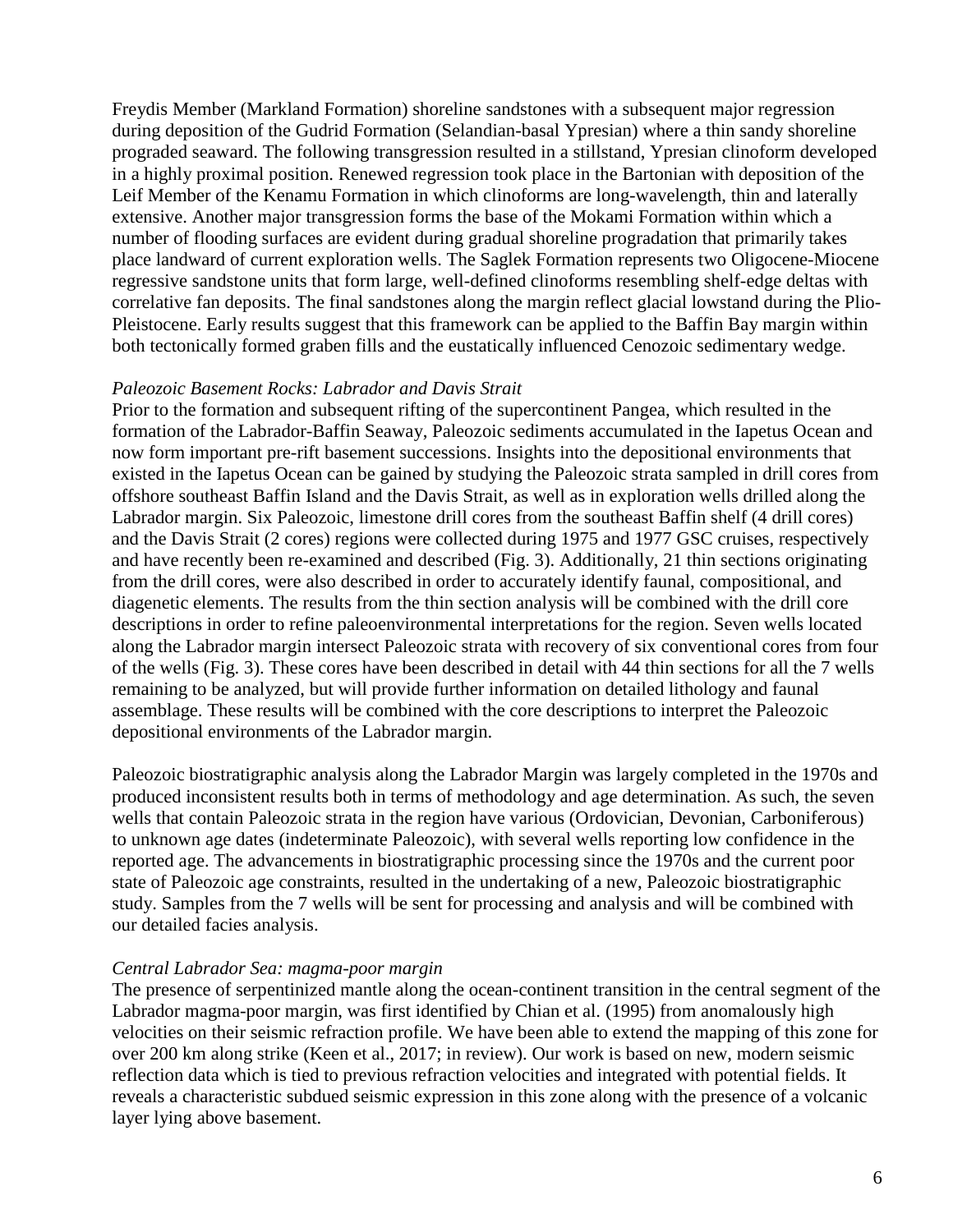Freydis Member (Markland Formation) shoreline sandstones with a subsequent major regression during deposition of the Gudrid Formation (Selandian-basal Ypresian) where a thin sandy shoreline prograded seaward. The following transgression resulted in a stillstand, Ypresian clinoform developed in a highly proximal position. Renewed regression took place in the Bartonian with deposition of the Leif Member of the Kenamu Formation in which clinoforms are long-wavelength, thin and laterally extensive. Another major transgression forms the base of the Mokami Formation within which a number of flooding surfaces are evident during gradual shoreline progradation that primarily takes place landward of current exploration wells. The Saglek Formation represents two Oligocene-Miocene regressive sandstone units that form large, well-defined clinoforms resembling shelf-edge deltas with correlative fan deposits. The final sandstones along the margin reflect glacial lowstand during the Plio-Pleistocene. Early results suggest that this framework can be applied to the Baffin Bay margin within both tectonically formed graben fills and the eustatically influenced Cenozoic sedimentary wedge.

*Paleozoic Basement Rocks: Labrador and Davis Strait*

Prior to the formation and subsequent rifting of the supercontinent Pangea, which resulted in the formation of the Labrador-Baffin Seaway, Paleozoic sediments accumulated in the Iapetus Ocean and now form important pre-rift basement successions. Insights into the depositional environments that existed in the Iapetus Ocean can be gained by studying the Paleozoic strata sampled in drill cores from offshore southeast Baffin Island and the Davis Strait, as well as in exploration wells drilled along the Labrador margin. Six Paleozoic, limestone drill cores from the southeast Baffin shelf (4 drill cores) and the Davis Strait (2 cores) regions were collected during 1975 and 1977 GSC cruises, respectively and have recently been re-examined and described (Fig. 3). Additionally, 21 thin sections originating from the drill cores, were also described in order to accurately identify faunal, compositional, and diagenetic elements. The results from the thin section analysis will be combined with the drill core descriptions in order to refine paleoenvironmental interpretations for the region. Seven wells located along the Labrador margin intersect Paleozoic strata with recovery of six conventional cores from four of the wells (Fig. 3). These cores have been described in detail with 44 thin sections for all the 7 wells remaining to be analyzed, but will provide further information on detailed lithology and faunal assemblage. These results will be combined with the core descriptions to interpret the Paleozoic depositional environments of the Labrador margin.

Paleozoic biostratigraphic analysis along the Labrador Margin was largely completed in the 1970s and produced inconsistent results both in terms of methodology and age determination. As such, the seven wells that contain Paleozoic strata in the region have various (Ordovician, Devonian, Carboniferous) to unknown age dates (indeterminate Paleozoic), with several wells reporting low confidence in the reported age. The advancements in biostratigraphic processing since the 1970s and the current poor state of Paleozoic age constraints, resulted in the undertaking of a new, Paleozoic biostratigraphic study. Samples from the 7 wells will be sent for processing and analysis and will be combined with our detailed facies analysis.

*Central Labrador Sea: magma-poor margin*

The presence of serpentinized mantle along the ocean-continent transition in the central segment of the Labrador magma-poor margin, was first identified by Chian et al. (1995) from anomalously high velocities on their seismic refraction profile. We have been able to extend the mapping of this zone for over 200 km along strike (Keen et al., 2017; in review). Our work is based on new, modern seismic reflection data which is tied to previous refraction velocities and integrated with potential fields. It reveals a characteristic subdued seismic expression in this zone along with the presence of a volcanic layer lying above basement.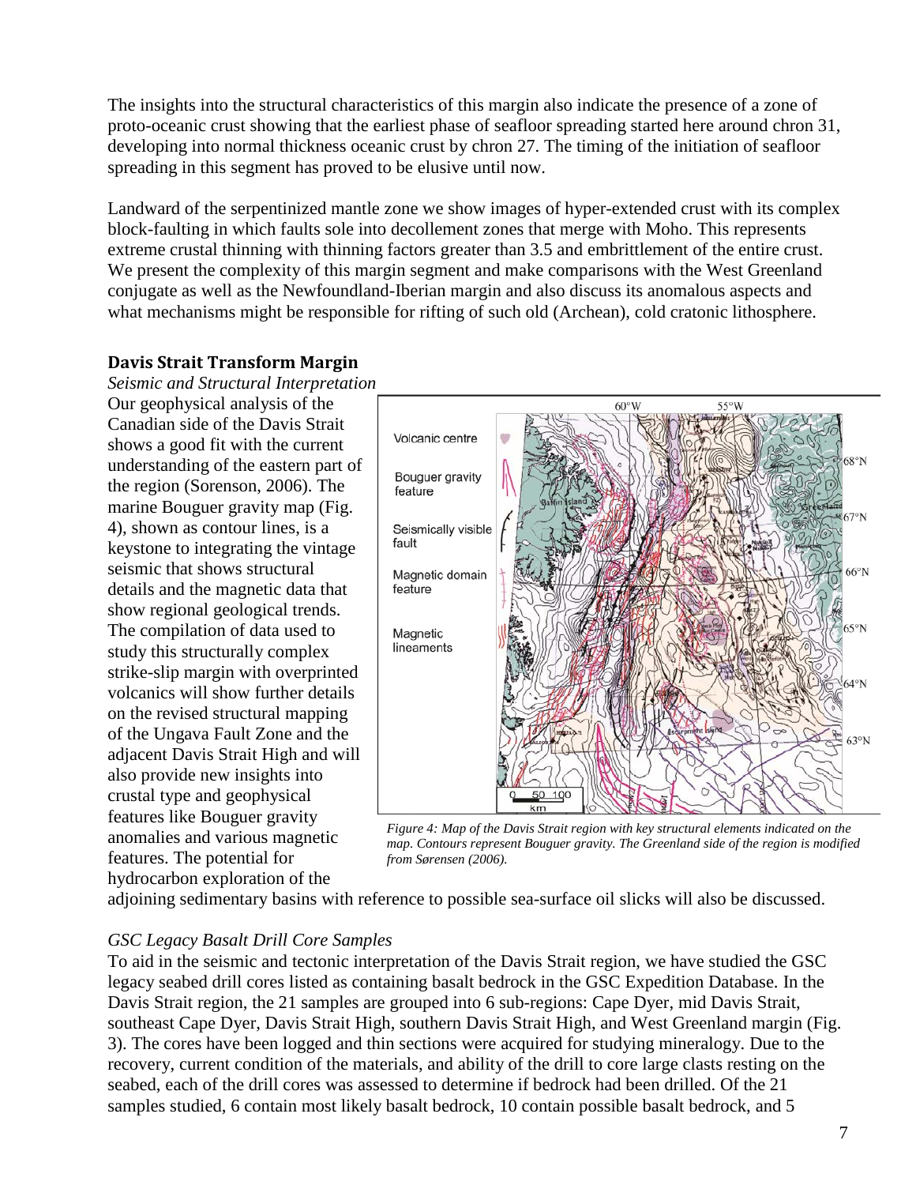The insights into the structural characteristics of this margin also indicate the presence of a zone of proto-oceanic crust showing that the earliest phase of seafloor spreading started here around chron 31, developing into normal thickness oceanic crust by chron 27. The timing of the initiation of seafloor spreading in this segment has proved to be elusive until now.

Landward of the serpentinized mantle zone we show images of hyper-extended crust with its complex block-faulting in which faults sole into decollement zones that merge with Moho. This represents extreme crustal thinning with thinning factors greater than 3.5 and embrittlement of the entire crust. We present the complexity of this margin segment and make comparisons with the West Greenland conjugate as well as the Newfoundland-Iberian margin and also discuss its anomalous aspects and what mechanisms might be responsible for rifting of such old (Archean), cold cratonic lithosphere.

## Davis Strait Transform Margin

*Seismic and Structural Interpretation*

Our geophysical analysis of the Canadian side of the Davis Strait shows a good fit with the current understanding of the eastern part of the region (Sorenson, 2006). The marine Bouguer gravity map (Fig. 4), shown as contour lines, is a keystone to integrating the vintage seismic that shows structural details and the magnetic data that show regional geological trends. The compilation of data used to study this structurally complex strike-slip margin with overprinted volcanics will show further details on the revised structural mapping of the Ungava Fault Zone and the adjacent Davis Strait High and will also provide new insights into crustal type and geophysical features like Bouguer gravity anomalies and various magnetic features. The potential for hydrocarbon exploration of the adjoining sedimentary basins with reference to possible sea-surface oil slicks will also be discussed.

*Figure 4: Map of the Davis Strait region with key structural elements indicated on the map. Contours represent Bouguer gravity. The Greenland side of the region is modified from Sørensen (2006).*

*GSC Legacy Basalt Drill Core Samples*

To aid in the seismic and tectonic interpretation of the Davis Strait region, we have studied the GSC legacy seabed drill cores listed as containing basalt bedrock in the GSC Expedition Database. In the Davis Strait region, the 21 samples are grouped into 6 sub-regions: Cape Dyer, mid Davis Strait, southeast Cape Dyer, Davis Strait High, southern Davis Strait High, and West Greenland margin (Fig. 3). The cores have been logged and thin sections were acquired for studying mineralogy. Due to the recovery, current condition of the materials, and ability of the drill to core large clasts resting on the seabed, each of the drill cores was assessed to determine if bedrock had been drilled. Of the 21 samples studied, 6 contain most likely basalt bedrock, 10 contain possible basalt bedrock, and 5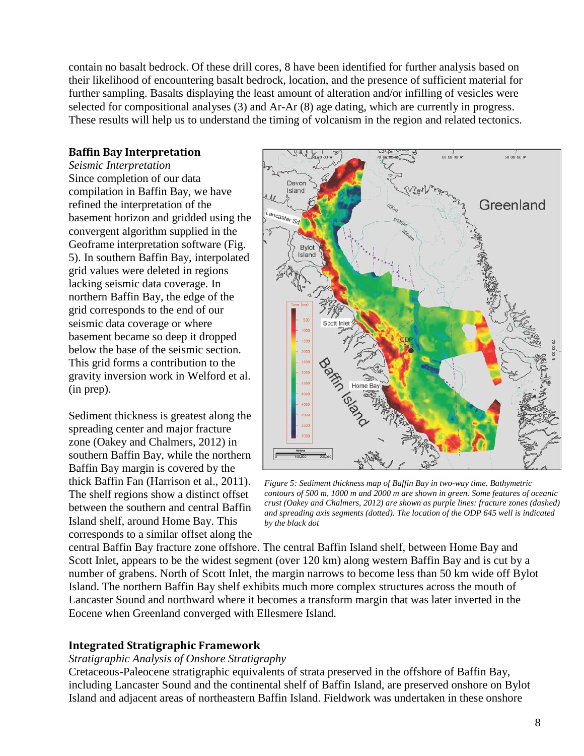contain no basalt bedrock. Of these drill cores, 8 have been identified for further analysis based on their likelihood of encountering basalt bedrock, location, and the presence of sufficient material for further sampling. Basalts displaying the least amount of alteration and/or infilling of vesicles were selected for compositional analyses (3) and Ar-Ar (8) age dating, which are currently in progress. These results will help us to understand the timing of volcanism in the region and related tectonics.

## Baffin Bay Interpretation

*Seismic Interpretation*

Since completion of our data compilation in Baffin Bay, we have refined the interpretation of the basement horizon and gridded using the convergent algorithm supplied in the Geoframe interpretation software (Fig. 5). In southern Baffin Bay, interpolated grid values were deleted in regions lacking seismic data coverage. In northern Baffin Bay, the edge of the grid corresponds to the end of our seismic data coverage or where basement became so deep it dropped below the base of the seismic section. This grid forms a contribution to the gravity inversion work in Welford et al. (in prep).

*Figure 5: Sediment thickness map of Baffin Bay in two-way time. Bathymetric contours of 500 m, 1000 m and 2000 m are shown in green. Some features of oceanic crust (Oakey and Chalmers, 2012) are shown as purple lines: fracture zones (dashed) and spreading axis segments (dotted). The location of the ODP 645 well is indicated by the black dot*

Sediment thickness is greatest along the spreading center and major fracture zone (Oakey and Chalmers, 2012) in southern Baffin Bay, while the northern Baffin Bay margin is covered by the thick Baffin Fan (Harrison et al., 2011). The shelf regions show a distinct offset between the southern and central Baffin Island shelf, around Home Bay. This corresponds to a similar offset along the central Baffin Bay fracture zone offshore. The central Baffin Island shelf, between Home Bay and Scott Inlet, appears to be the widest segment (over 120 km) along western Baffin Bay and is cut by a number of grabens. North of Scott Inlet, the margin narrows to become less than 50 km wide off Bylot Island. The northern Baffin Bay shelf exhibits much more complex structures across the mouth of Lancaster Sound and northward where it becomes a transform margin that was later inverted in the Eocene when Greenland converged with Ellesmere Island.

## Integrated Stratigraphic Framework

*Stratigraphic Analysis of Onshore Stratigraphy*

Cretaceous-Paleocene stratigraphic equivalents of strata preserved in the offshore of Baffin Bay, including Lancaster Sound and the continental shelf of Baffin Island, are preserved onshore on Bylot Island and adjacent areas of northeastern Baffin Island. Fieldwork was undertaken in these onshore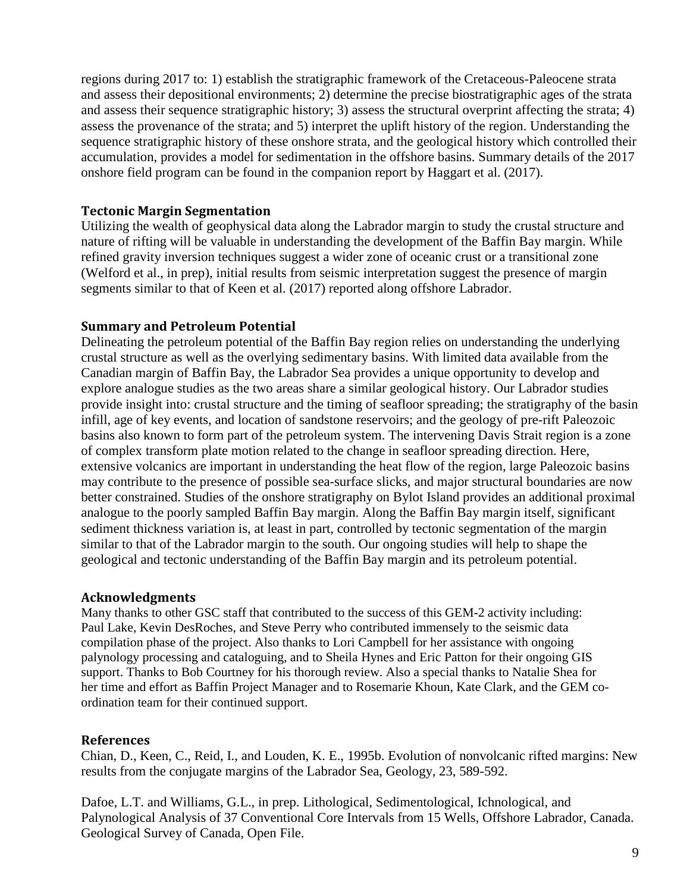regions during 2017 to: 1) establish the stratigraphic framework of the Cretaceous-Paleocene strata and assess their depositional environments; 2) determine the precise biostratigraphic ages of the strata and assess their sequence stratigraphic history; 3) assess the structural overprint affecting the strata; 4) assess the provenance of the strata; and 5) interpret the uplift history of the region. Understanding the sequence stratigraphic history of these onshore strata, and the geological history which controlled their accumulation, provides a model for sedimentation in the offshore basins. Summary details of the 2017 onshore field program can be found in the companion report by Haggart et al. (2017).

## Tectonic Margin Segmentation

Utilizing the wealth of geophysical data along the Labrador margin to study the crustal structure and nature of rifting will be valuable in understanding the development of the Baffin Bay margin. While refined gravity inversion techniques suggest a wider zone of oceanic crust or a transitional zone (Welford et al., in prep), initial results from seismic interpretation suggest the presence of margin segments similar to that of Keen et al. (2017) reported along offshore Labrador.

## Summary and Petroleum Potential

Delineating the petroleum potential of the Baffin Bay region relies on understanding the underlying crustal structure as well as the overlying sedimentary basins. With limited data available from the Canadian margin of Baffin Bay, the Labrador Sea provides a unique opportunity to develop and explore analogue studies as the two areas share a similar geological history. Our Labrador studies provide insight into: crustal structure and the timing of seafloor spreading; the stratigraphy of the basin infill, age of key events, and location of sandstone reservoirs; and the geology of pre-rift Paleozoic basins also known to form part of the petroleum system. The intervening Davis Strait region is a zone of complex transform plate motion related to the change in seafloor spreading direction. Here, extensive volcanics are important in understanding the heat flow of the region, large Paleozoic basins may contribute to the presence of possible sea-surface slicks, and major structural boundaries are now better constrained. Studies of the onshore stratigraphy on Bylot Island provides an additional proximal analogue to the poorly sampled Baffin Bay margin. Along the Baffin Bay margin itself, significant sediment thickness variation is, at least in part, controlled by tectonic segmentation of the margin similar to that of the Labrador margin to the south. Our ongoing studies will help to shape the geological and tectonic understanding of the Baffin Bay margin and its petroleum potential.

## Acknowledgments

Many thanks to other GSC staff that contributed to the success of this GEM-2 activity including: Paul Lake, Kevin DesRoches, and Steve Perry who contributed immensely to the seismic data compilation phase of the project. Also thanks to Lori Campbell for her assistance with ongoing palynology processing and cataloguing, and to Sheila Hynes and Eric Patton for their ongoing GIS support. Thanks to Bob Courtney for his thorough review. Also a special thanks to Natalie Shea for her time and effort as Baffin Project Manager and to Rosemarie Khoun, Kate Clark, and the GEM co-ordination team for their continued support.

## References

Chian, D., Keen, C., Reid, I., and Louden, K. E., 1995b. Evolution of nonvolcanic rifted margins: New results from the conjugate margins of the Labrador Sea, Geology, 23, 589-592.

Dafoe, L.T. and Williams, G.L., in prep. Lithological, Sedimentological, Ichnological, and Palynological Analysis of 37 Conventional Core Intervals from 15 Wells, Offshore Labrador, Canada. Geological Survey of Canada, Open File.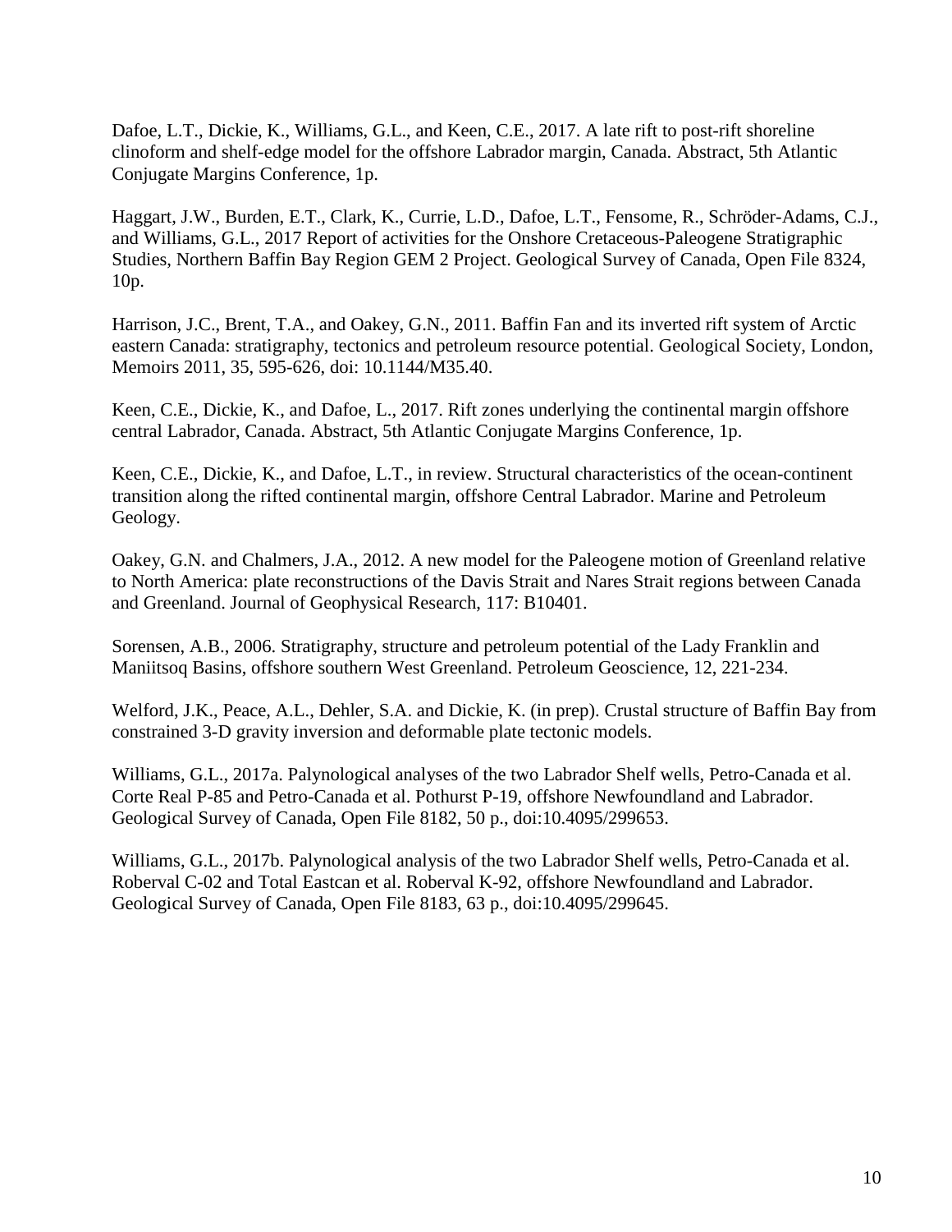Dafoe, L.T., Dickie, K., Williams, G.L., and Keen, C.E., 2017. A late rift to post-rift shoreline clinoform and shelf-edge model for the offshore Labrador margin, Canada. Abstract, 5th Atlantic Conjugate Margins Conference, 1p.

Haggart, J.W., Burden, E.T., Clark, K., Currie, L.D., Dafoe, L.T., Fensome, R., Schröder-Adams, C.J., and Williams, G.L., 2017 Report of activities for the Onshore Cretaceous-Paleogene Stratigraphic Studies, Northern Baffin Bay Region GEM 2 Project. Geological Survey of Canada, Open File 8324, 10p.

Harrison, J.C., Brent, T.A., and Oakey, G.N., 2011. Baffin Fan and its inverted rift system of Arctic eastern Canada: stratigraphy, tectonics and petroleum resource potential. Geological Society, London, Memoirs 2011, 35, 595-626, doi: 10.1144/M35.40.

Keen, C.E., Dickie, K., and Dafoe, L., 2017. Rift zones underlying the continental margin offshore central Labrador, Canada. Abstract, 5th Atlantic Conjugate Margins Conference, 1p.

Keen, C.E., Dickie, K., and Dafoe, L.T., in review. Structural characteristics of the ocean-continent transition along the rifted continental margin, offshore Central Labrador. Marine and Petroleum Geology.

Oakey, G.N. and Chalmers, J.A., 2012. A new model for the Paleogene motion of Greenland relative to North America: plate reconstructions of the Davis Strait and Nares Strait regions between Canada and Greenland. Journal of Geophysical Research, 117: B10401.

Sorensen, A.B., 2006. Stratigraphy, structure and petroleum potential of the Lady Franklin and Maniitsoq Basins, offshore southern West Greenland. Petroleum Geoscience, 12, 221-234.

Welford, J.K., Peace, A.L., Dehler, S.A. and Dickie, K. (in prep). Crustal structure of Baffin Bay from constrained 3-D gravity inversion and deformable plate tectonic models.

Williams, G.L., 2017a. Palynological analyses of the two Labrador Shelf wells, Petro-Canada et al. Corte Real P-85 and Petro-Canada et al. Pothurst P-19, offshore Newfoundland and Labrador. Geological Survey of Canada, Open File 8182, 50 p., doi:10.4095/299653.

Williams, G.L., 2017b. Palynological analysis of the two Labrador Shelf wells, Petro-Canada et al. Roberval C-02 and Total Eastcan et al. Roberval K-92, offshore Newfoundland and Labrador. Geological Survey of Canada, Open File 8183, 63 p., doi:10.4095/299645.